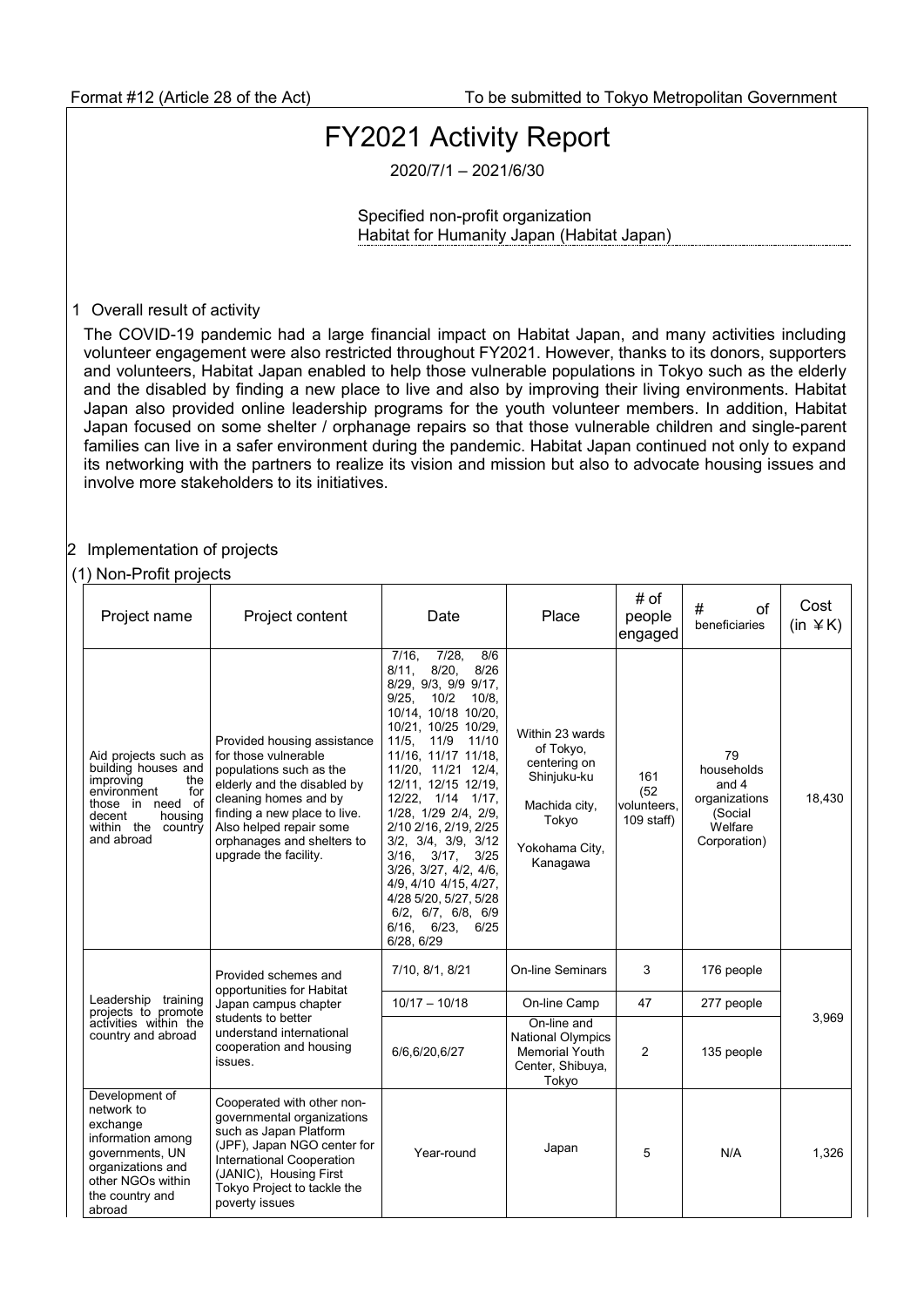Format #12 (Article 28 of the Act) To be submitted to Tokyo Metropolitan Government

# FY2021 Activity Report

2020/7/1 – 2021/6/30

Specified non-profit organization
Habitat for Humanity Japan (Habitat Japan)

## 1 Overall result of activity

The COVID-19 pandemic had a large financial impact on Habitat Japan, and many activities including volunteer engagement were also restricted throughout FY2021. However, thanks to its donors, supporters and volunteers, Habitat Japan enabled to help those vulnerable populations in Tokyo such as the elderly and the disabled by finding a new place to live and also by improving their living environments. Habitat Japan also provided online leadership programs for the youth volunteer members. In addition, Habitat Japan focused on some shelter / orphanage repairs so that those vulnerable children and single-parent families can live in a safer environment during the pandemic. Habitat Japan continued not only to expand its networking with the partners to realize its vision and mission but also to advocate housing issues and involve more stakeholders to its initiatives.

## 2 Implementation of projects

### (1) Non-Profit projects

| Project name | Project content | Date | Place | # of people engaged | # of beneficiaries | Cost (in ¥K) |
|---|---|---|---|---|---|---|
| Aid projects such as building houses and improving the environment for those in need of decent housing within the country and abroad | Provided housing assistance for those vulnerable populations such as the elderly and the disabled by cleaning homes and by finding a new place to live. Also helped repair some orphanages and shelters to upgrade the facility. | 7/16, 7/28, 8/6 8/11, 8/20, 8/26 8/29, 9/3, 9/9 9/17, 9/25, 10/2 10/8, 10/14, 10/18 10/20, 10/21, 10/25 10/29, 11/5, 11/9 11/10 11/16, 11/17 11/18, 11/20, 11/21 12/4, 12/11, 12/15 12/19, 12/22, 1/14 1/17, 1/28, 1/29 2/4, 2/9, 2/10 2/16, 2/19, 2/25 3/2, 3/4, 3/9, 3/12 3/16, 3/17, 3/25 3/26, 3/27, 4/2, 4/6, 4/9, 4/10 4/15, 4/27, 4/28 5/20, 5/27, 5/28 6/2, 6/7, 6/8, 6/9 6/16, 6/23, 6/25 6/28, 6/29 | Within 23 wards of Tokyo, centering on Shinjuku-ku<br><br>Machida city, Tokyo<br><br>Yokohama City, Kanagawa | 161 (52 volunteers, 109 staff) | 79 households and 4 organizations (Social Welfare Corporation) | 18,430 |
| Leadership training projects to promote activities within the country and abroad | Provided schemes and opportunities for Habitat Japan campus chapter students to better understand international cooperation and housing issues. | 7/10, 8/1, 8/21 | On-line Seminars | 3 | 176 people | 3,969 |
| | | 10/17 – 10/18 | On-line Camp | 47 | 277 people | |
| | | 6/6,6/20,6/27 | On-line and National Olympics Memorial Youth Center, Shibuya, Tokyo | 2 | 135 people | |
| Development of network to exchange information among governments, UN organizations and other NGOs within the country and abroad | Cooperated with other non-governmental organizations such as Japan Platform (JPF), Japan NGO center for International Cooperation (JANIC), Housing First Tokyo Project to tackle the poverty issues | Year-round | Japan | 5 | N/A | 1,326 |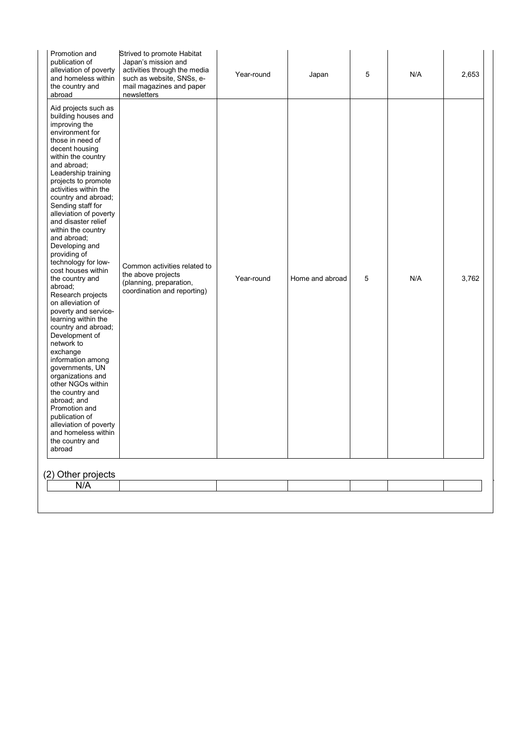| | | | | | | |
|---|---|---|---|---|---|---|
| Promotion and publication of alleviation of poverty and homeless within the country and abroad | Strived to promote Habitat Japan's mission and activities through the media such as website, SNSs, e-mail magazines and paper newsletters | Year-round | Japan | 5 | N/A | 2,653 |
| Aid projects such as building houses and improving the environment for those in need of decent housing within the country and abroad; Leadership training projects to promote activities within the country and abroad; Sending staff for alleviation of poverty and disaster relief within the country and abroad; Developing and providing of technology for low-cost houses within the country and abroad; Research projects on alleviation of poverty and service-learning within the country and abroad; Development of network to exchange information among governments, UN organizations and other NGOs within the country and abroad; and Promotion and publication of alleviation of poverty and homeless within the country and abroad | Common activities related to the above projects (planning, preparation, coordination and reporting) | Year-round | Home and abroad | 5 | N/A | 3,762 |

(2) Other projects

| | | | | | | |
|---|---|---|---|---|---|---|
| N/A | | | | | | |